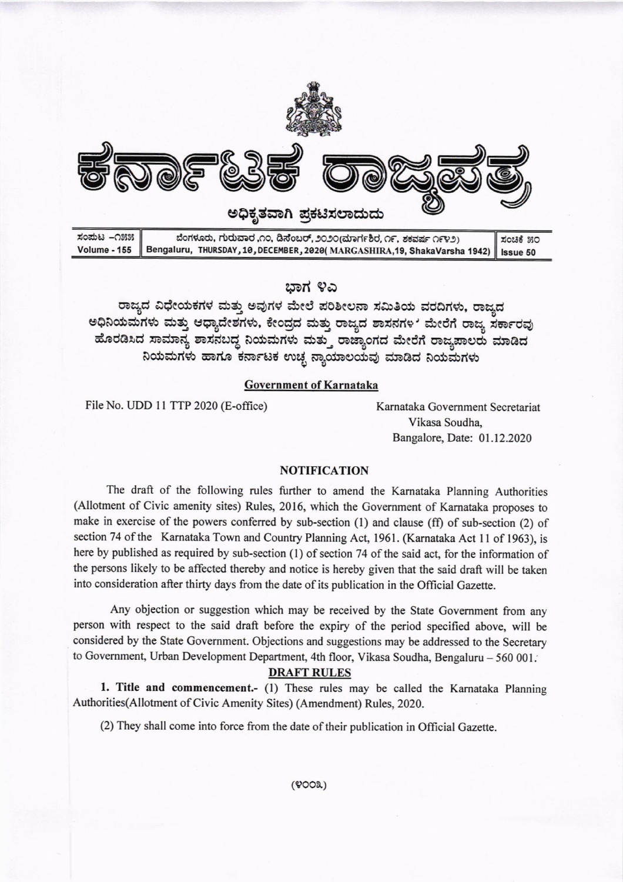# ಕರ್ನಾಟಕ ರಾಜ್ಯಪತ್ರ

ಅಧಿಕೃತವಾಗಿ ಪ್ರಕಟಿಸಲಾದುದು

| ಸಂಪುಟ –೧೫೫ Volume - 155 | ಬೆಂಗಳೂರು, ಗುರುವಾರ ,೧೦, ಡಿಸೆಂಬರ್, ೨೦೨೦(ಮಾರ್ಗಶಿರ, ೧೯, ಶಕವರ್ಷ ೧೯೪೨) Bengaluru, THURSDAY, 10, DECEMBER, 2020( MARGASHIRA,19, ShakaVarsha 1942) | ಸಂಚಿಕೆ ೫೦ Issue 50 |
|---|---|---|

## ಭಾಗ ೪ಎ

ರಾಜ್ಯದ ವಿಧೇಯಕಗಳ ಮತ್ತು ಅವುಗಳ ಮೇಲೆ ಪರಿಶೀಲನಾ ಸಮಿತಿಯ ವರದಿಗಳು, ರಾಜ್ಯದ ಅಧಿನಿಯಮಗಳು ಮತ್ತು ಆಧ್ಯಾದೇಶಗಳು, ಕೇಂದ್ರದ ಮತ್ತು ರಾಜ್ಯದ ಶಾಸನಗಳ' ಮೇರೆಗೆ ರಾಜ್ಯ ಸರ್ಕಾರವು ಹೊರಡಿಸಿದ ಸಾಮಾನ್ಯ ಶಾಸನಬದ್ಧ ನಿಯಮಗಳು ಮತ್ತು ರಾಜ್ಯಾಂಗದ ಮೇರೆಗೆ ರಾಜ್ಯಪಾಲರು ಮಾಡಿದ ನಿಯಮಗಳು ಹಾಗೂ ಕರ್ನಾಟಕ ಉಚ್ಚ ನ್ಯಾಯಾಲಯವು ಮಾಡಿದ ನಿಯಮಗಳು

**Government of Karnataka**

File No. UDD 11 TTP 2020 (E-office)

Karnataka Government Secretariat
Vikasa Soudha,
Bangalore, Date: 01.12.2020

### NOTIFICATION

The draft of the following rules further to amend the Karnataka Planning Authorities (Allotment of Civic amenity sites) Rules, 2016, which the Government of Karnataka proposes to make in exercise of the powers conferred by sub-section (1) and clause (ff) of sub-section (2) of section 74 of the Karnataka Town and Country Planning Act, 1961. (Karnataka Act 11 of 1963), is here by published as required by sub-section (1) of section 74 of the said act, for the information of the persons likely to be affected thereby and notice is hereby given that the said draft will be taken into consideration after thirty days from the date of its publication in the Official Gazette.

Any objection or suggestion which may be received by the State Government from any person with respect to the said draft before the expiry of the period specified above, will be considered by the State Government. Objections and suggestions may be addressed to the Secretary to Government, Urban Development Department, 4th floor, Vikasa Soudha, Bengaluru – 560 001.

### DRAFT RULES

**1. Title and commencement.-** (1) These rules may be called the Karnataka Planning Authorities(Allotment of Civic Amenity Sites) (Amendment) Rules, 2020.

(2) They shall come into force from the date of their publication in Official Gazette.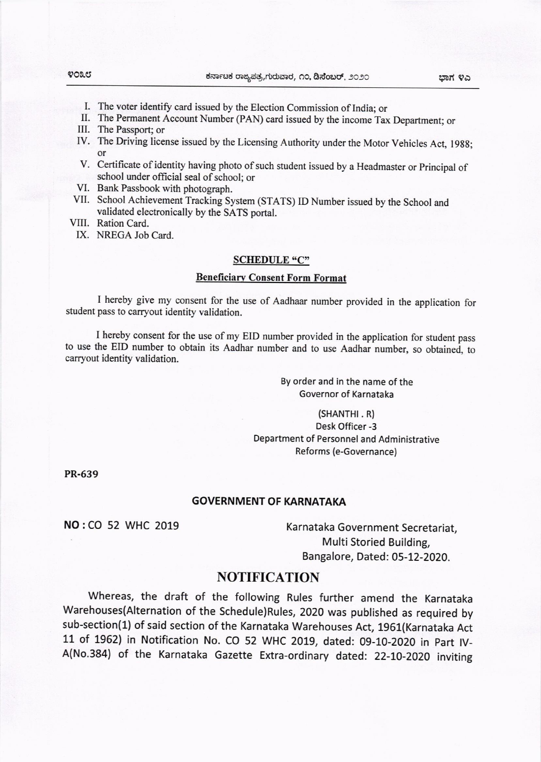I. The voter identify card issued by the Election Commission of India; or
II. The Permanent Account Number (PAN) card issued by the income Tax Department; or
III. The Passport; or
IV. The Driving license issued by the Licensing Authority under the Motor Vehicles Act, 1988; or
V. Certificate of identity having photo of such student issued by a Headmaster or Principal of school under official seal of school; or
VI. Bank Passbook with photograph.
VII. School Achievement Tracking System (STATS) ID Number issued by the School and validated electronically by the SATS portal.
VIII. Ration Card.
IX. NREGA Job Card.

## SCHEDULE "C"

### Beneficiary Consent Form Format

I hereby give my consent for the use of Aadhaar number provided in the application for student pass to carryout identity validation.

I hereby consent for the use of my EID number provided in the application for student pass to use the EID number to obtain its Aadhar number and to use Aadhar number, so obtained, to carryout identity validation.

By order and in the name of the
Governor of Karnataka

(SHANTHI . R)
Desk Officer -3
Department of Personnel and Administrative
Reforms (e-Governance)

**PR-639**

**GOVERNMENT OF KARNATAKA**

**NO :** CO 52 WHC 2019

Karnataka Government Secretariat,
Multi Storied Building,
Bangalore, Dated: 05-12-2020.

## NOTIFICATION

Whereas, the draft of the following Rules further amend the Karnataka Warehouses(Alternation of the Schedule)Rules, 2020 was published as required by sub-section(1) of said section of the Karnataka Warehouses Act, 1961(Karnataka Act 11 of 1962) in Notification No. CO 52 WHC 2019, dated: 09-10-2020 in Part IV-A(No.384) of the Karnataka Gazette Extra-ordinary dated: 22-10-2020 inviting